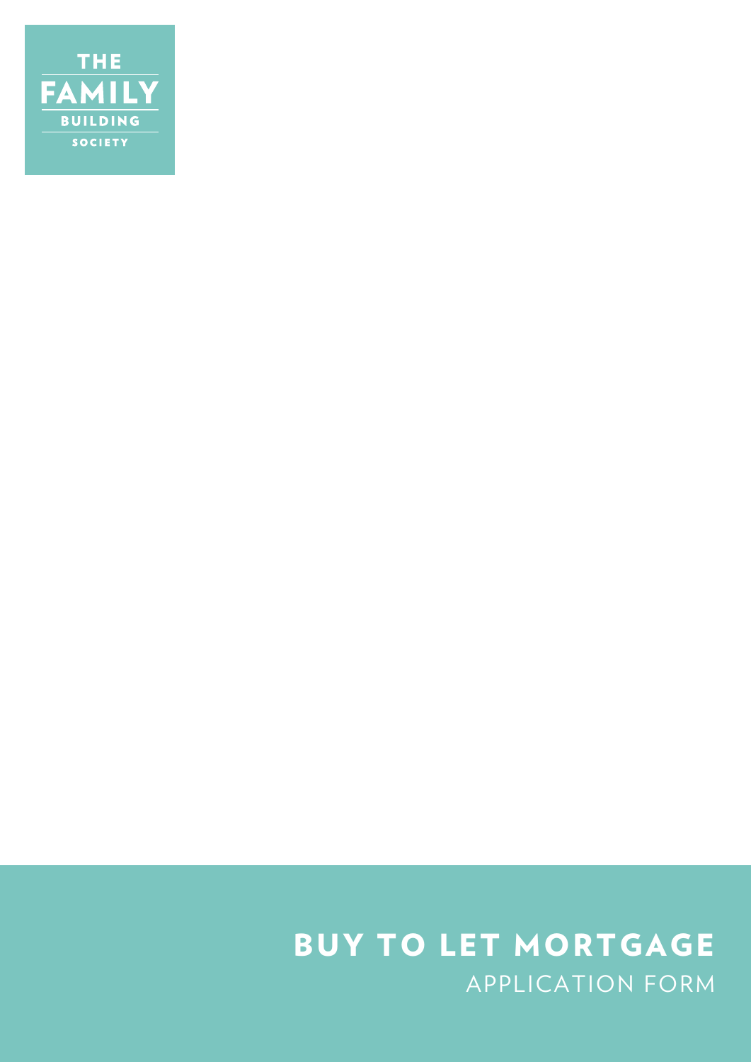THE FAMILY BUILDING SOCIETY

# BUY TO LET MORTGAGE

## APPLICATION FORM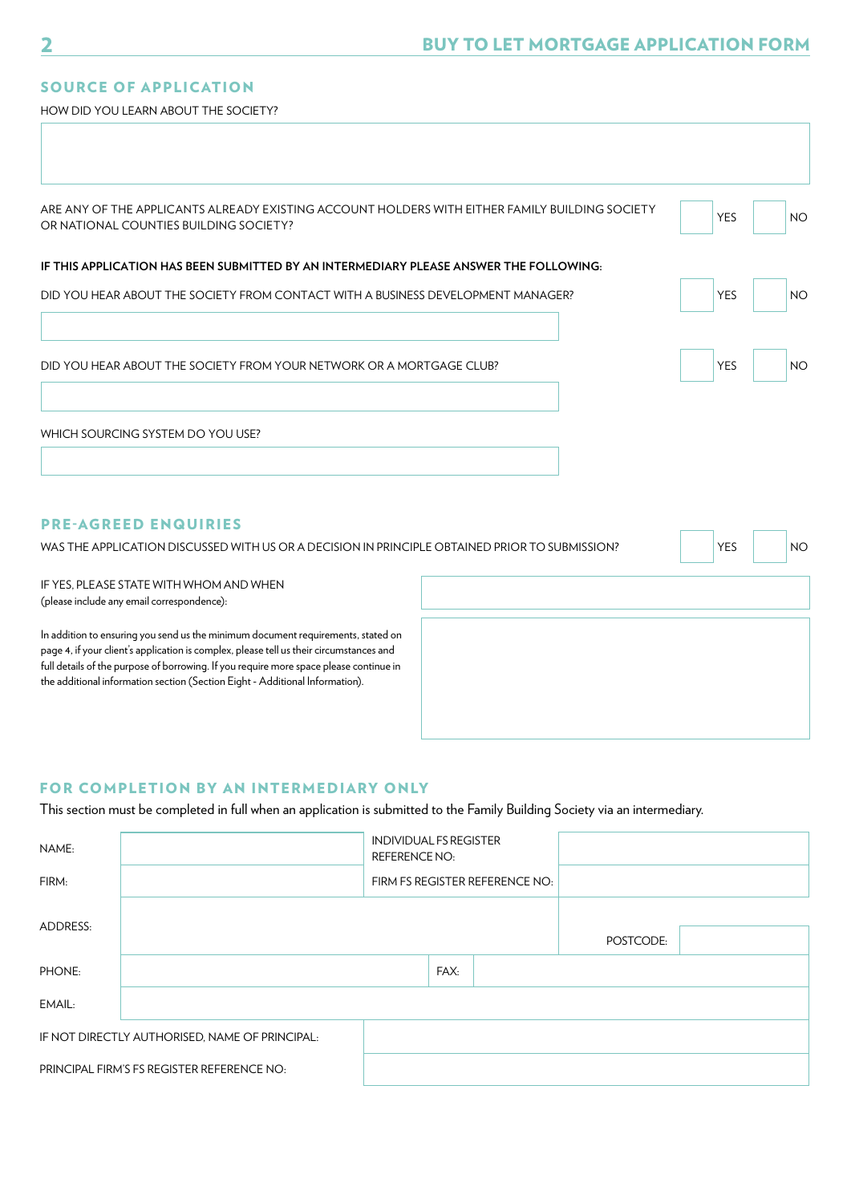## SOURCE OF APPLICATION

HOW DID YOU LEARN ABOUT THE SOCIETY?

ARE ANY OF THE APPLICANTS ALREADY EXISTING ACCOUNT HOLDERS WITH EITHER FAMILY BUILDING SOCIETY OR NATIONAL COUNTIES BUILDING SOCIETY? YES NO

**IF THIS APPLICATION HAS BEEN SUBMITTED BY AN INTERMEDIARY PLEASE ANSWER THE FOLLOWING:**

DID YOU HEAR ABOUT THE SOCIETY FROM CONTACT WITH A BUSINESS DEVELOPMENT MANAGER? YES NO

DID YOU HEAR ABOUT THE SOCIETY FROM YOUR NETWORK OR A MORTGAGE CLUB? YES NO

WHICH SOURCING SYSTEM DO YOU USE?

## PRE-AGREED ENQUIRIES

WAS THE APPLICATION DISCUSSED WITH US OR A DECISION IN PRINCIPLE OBTAINED PRIOR TO SUBMISSION? YES NO

IF YES, PLEASE STATE WITH WHOM AND WHEN
(please include any email correspondence):

In addition to ensuring you send us the minimum document requirements, stated on page 4, if your client's application is complex, please tell us their circumstances and full details of the purpose of borrowing. If you require more space please continue in the additional information section (Section Eight - Additional Information).

## FOR COMPLETION BY AN INTERMEDIARY ONLY

This section must be completed in full when an application is submitted to the Family Building Society via an intermediary.

| | | | |
|---|---|---|---|
| NAME: | | INDIVIDUAL FS REGISTER REFERENCE NO: | |
| FIRM: | | FIRM FS REGISTER REFERENCE NO: | |
| ADDRESS: | | POSTCODE: | |
| PHONE: | | FAX: | |
| EMAIL: | | | |
| IF NOT DIRECTLY AUTHORISED, NAME OF PRINCIPAL: | | | |
| PRINCIPAL FIRM'S FS REGISTER REFERENCE NO: | | | |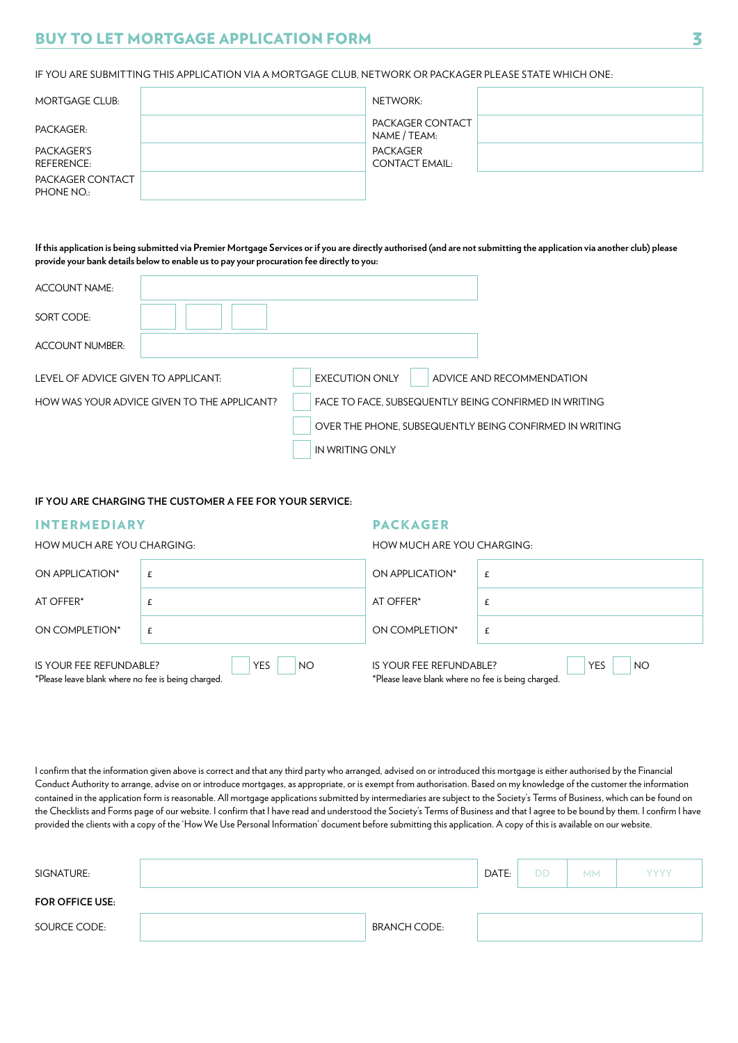## BUY TO LET MORTGAGE APPLICATION FORM

IF YOU ARE SUBMITTING THIS APPLICATION VIA A MORTGAGE CLUB, NETWORK OR PACKAGER PLEASE STATE WHICH ONE:

| | | | |
|---|---|---|---|
| MORTGAGE CLUB: | | NETWORK: | |
| PACKAGER: | | PACKAGER CONTACT NAME / TEAM: | |
| PACKAGER'S REFERENCE: | | PACKAGER CONTACT EMAIL: | |
| PACKAGER CONTACT PHONE NO.: | | | |

**If this application is being submitted via Premier Mortgage Services or if you are directly authorised (and are not submitting the application via another club) please provide your bank details below to enable us to pay your procuration fee directly to you:**

| | |
|---|---|
| ACCOUNT NAME: | |
| SORT CODE: | |
| ACCOUNT NUMBER: | |

LEVEL OF ADVICE GIVEN TO APPLICANT: ☐ EXECUTION ONLY ☐ ADVICE AND RECOMMENDATION

HOW WAS YOUR ADVICE GIVEN TO THE APPLICANT?
- ☐ FACE TO FACE, SUBSEQUENTLY BEING CONFIRMED IN WRITING
- ☐ OVER THE PHONE, SUBSEQUENTLY BEING CONFIRMED IN WRITING
- ☐ IN WRITING ONLY

**IF YOU ARE CHARGING THE CUSTOMER A FEE FOR YOUR SERVICE:**

### INTERMEDIARY

HOW MUCH ARE YOU CHARGING:

| | |
|---|---|
| ON APPLICATION* | £ |
| AT OFFER* | £ |
| ON COMPLETION* | £ |

IS YOUR FEE REFUNDABLE? ☐ YES ☐ NO

*Please leave blank where no fee is being charged.

### PACKAGER

HOW MUCH ARE YOU CHARGING:

| | |
|---|---|
| ON APPLICATION* | £ |
| AT OFFER* | £ |
| ON COMPLETION* | £ |

IS YOUR FEE REFUNDABLE? ☐ YES ☐ NO

*Please leave blank where no fee is being charged.

I confirm that the information given above is correct and that any third party who arranged, advised on or introduced this mortgage is either authorised by the Financial Conduct Authority to arrange, advise on or introduce mortgages, as appropriate, or is exempt from authorisation. Based on my knowledge of the customer the information contained in the application form is reasonable. All mortgage applications submitted by intermediaries are subject to the Society's Terms of Business, which can be found on the Checklists and Forms page of our website. I confirm that I have read and understood the Society's Terms of Business and that I agree to be bound by them. I confirm I have provided the clients with a copy of the 'How We Use Personal Information' document before submitting this application. A copy of this is available on our website.

| | | | | | |
|---|---|---|---|---|---|
| SIGNATURE: | | DATE: | DD | MM | YYYY |

**FOR OFFICE USE:**

| | | | |
|---|---|---|---|
| SOURCE CODE: | | BRANCH CODE: | |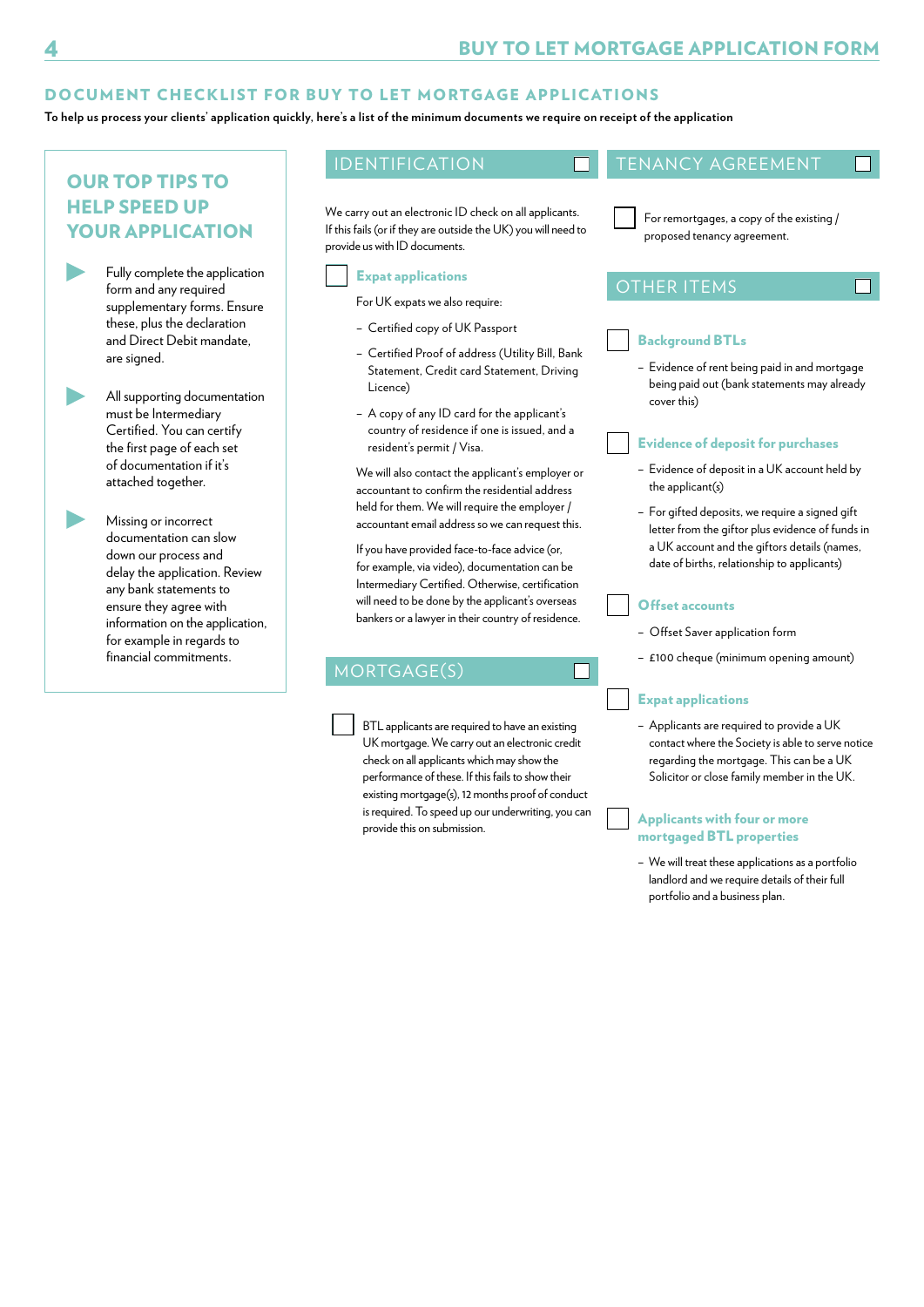## DOCUMENT CHECKLIST FOR BUY TO LET MORTGAGE APPLICATIONS

**To help us process your clients' application quickly, here's a list of the minimum documents we require on receipt of the application**

### OUR TOP TIPS TO HELP SPEED UP YOUR APPLICATION

- Fully complete the application form and any required supplementary forms. Ensure these, plus the declaration and Direct Debit mandate, are signed.
- All supporting documentation must be Intermediary Certified. You can certify the first page of each set of documentation if it's attached together.
- Missing or incorrect documentation can slow down our process and delay the application. Review any bank statements to ensure they agree with information on the application, for example in regards to financial commitments.

### IDENTIFICATION ☐

We carry out an electronic ID check on all applicants. If this fails (or if they are outside the UK) you will need to provide us with ID documents.

☐ **Expat applications**

For UK expats we also require:

- Certified copy of UK Passport
- Certified Proof of address (Utility Bill, Bank Statement, Credit card Statement, Driving Licence)
- A copy of any ID card for the applicant's country of residence if one is issued, and a resident's permit / Visa.

We will also contact the applicant's employer or accountant to confirm the residential address held for them. We will require the employer / accountant email address so we can request this.

If you have provided face-to-face advice (or, for example, via video), documentation can be Intermediary Certified. Otherwise, certification will need to be done by the applicant's overseas bankers or a lawyer in their country of residence.

### MORTGAGE(S) ☐

☐ BTL applicants are required to have an existing UK mortgage. We carry out an electronic credit check on all applicants which may show the performance of these. If this fails to show their existing mortgage(s), 12 months proof of conduct is required. To speed up our underwriting, you can provide this on submission.

### TENANCY AGREEMENT ☐

☐ For remortgages, a copy of the existing / proposed tenancy agreement.

### OTHER ITEMS ☐

☐ **Background BTLs**

- Evidence of rent being paid in and mortgage being paid out (bank statements may already cover this)

☐ **Evidence of deposit for purchases**

- Evidence of deposit in a UK account held by the applicant(s)
- For gifted deposits, we require a signed gift letter from the giftor plus evidence of funds in a UK account and the giftors details (names, date of births, relationship to applicants)

☐ **Offset accounts**

- Offset Saver application form
- £100 cheque (minimum opening amount)

☐ **Expat applications**

- Applicants are required to provide a UK contact where the Society is able to serve notice regarding the mortgage. This can be a UK Solicitor or close family member in the UK.

☐ **Applicants with four or more mortgaged BTL properties**

- We will treat these applications as a portfolio landlord and we require details of their full portfolio and a business plan.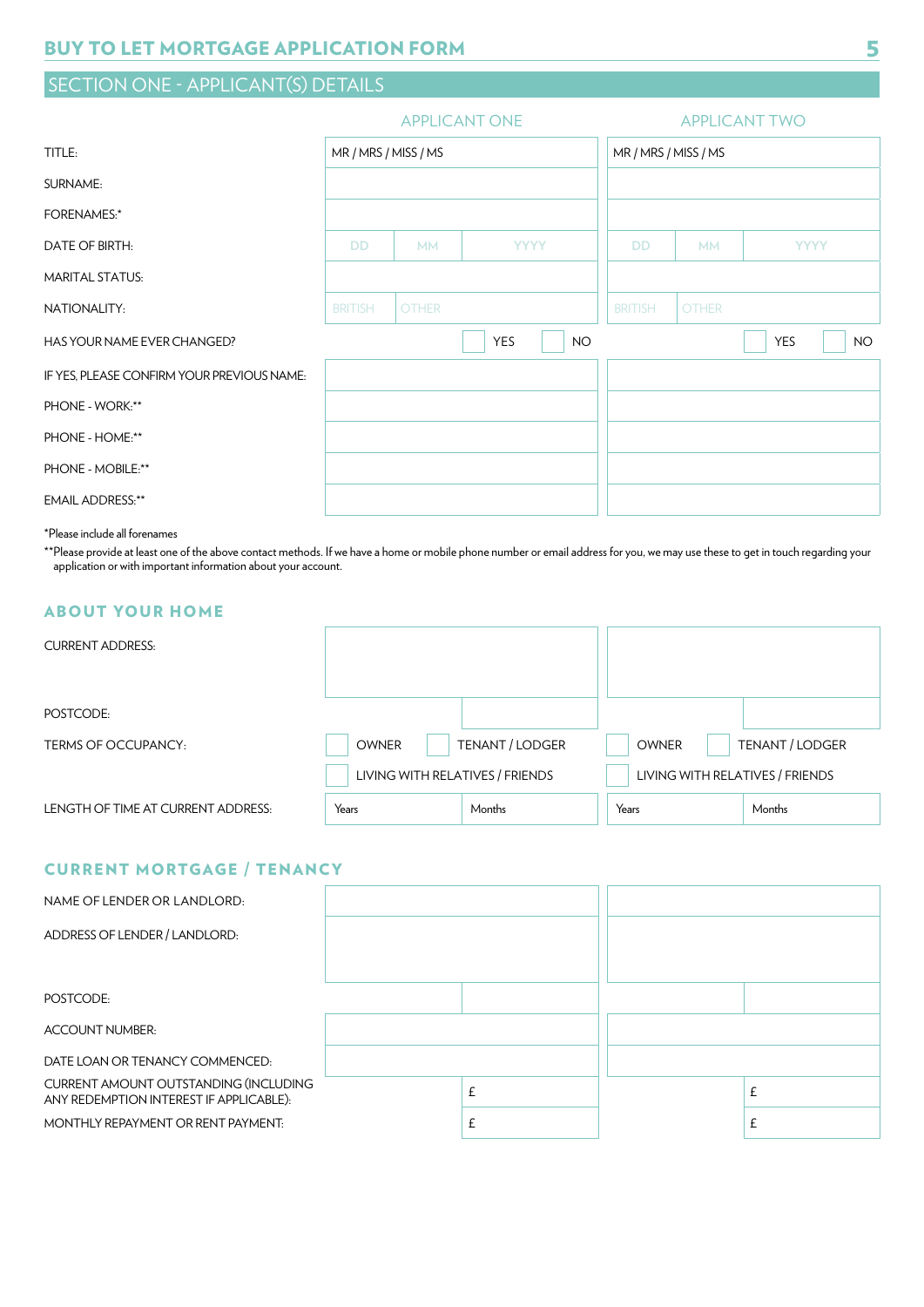## BUY TO LET MORTGAGE APPLICATION FORM

## SECTION ONE - APPLICANT(S) DETAILS

| | APPLICANT ONE | APPLICANT TWO |
|---|---|---|
| TITLE: | MR / MRS / MISS / MS | MR / MRS / MISS / MS |
| SURNAME: | | |
| FORENAMES:* | | |
| DATE OF BIRTH: | DD / MM / YYYY | DD / MM / YYYY |
| MARITAL STATUS: | | |
| NATIONALITY: | BRITISH / OTHER | BRITISH / OTHER |
| HAS YOUR NAME EVER CHANGED? | ☐ YES ☐ NO | ☐ YES ☐ NO |
| IF YES, PLEASE CONFIRM YOUR PREVIOUS NAME: | | |
| PHONE - WORK:** | | |
| PHONE - HOME:** | | |
| PHONE - MOBILE:** | | |
| EMAIL ADDRESS:** | | |

*Please include all forenames

**Please provide at least one of the above contact methods. If we have a home or mobile phone number or email address for you, we may use these to get in touch regarding your application or with important information about your account.

### ABOUT YOUR HOME

| | APPLICANT ONE | APPLICANT TWO |
|---|---|---|
| CURRENT ADDRESS: | | |
| POSTCODE: | | |
| TERMS OF OCCUPANCY: | ☐ OWNER ☐ TENANT / LODGER ☐ LIVING WITH RELATIVES / FRIENDS | ☐ OWNER ☐ TENANT / LODGER ☐ LIVING WITH RELATIVES / FRIENDS |
| LENGTH OF TIME AT CURRENT ADDRESS: | Years / Months | Years / Months |

### CURRENT MORTGAGE / TENANCY

| | APPLICANT ONE | APPLICANT TWO |
|---|---|---|
| NAME OF LENDER OR LANDLORD: | | |
| ADDRESS OF LENDER / LANDLORD: | | |
| POSTCODE: | | |
| ACCOUNT NUMBER: | | |
| DATE LOAN OR TENANCY COMMENCED: | | |
| CURRENT AMOUNT OUTSTANDING (INCLUDING ANY REDEMPTION INTEREST IF APPLICABLE): | £ | £ |
| MONTHLY REPAYMENT OR RENT PAYMENT: | £ | £ |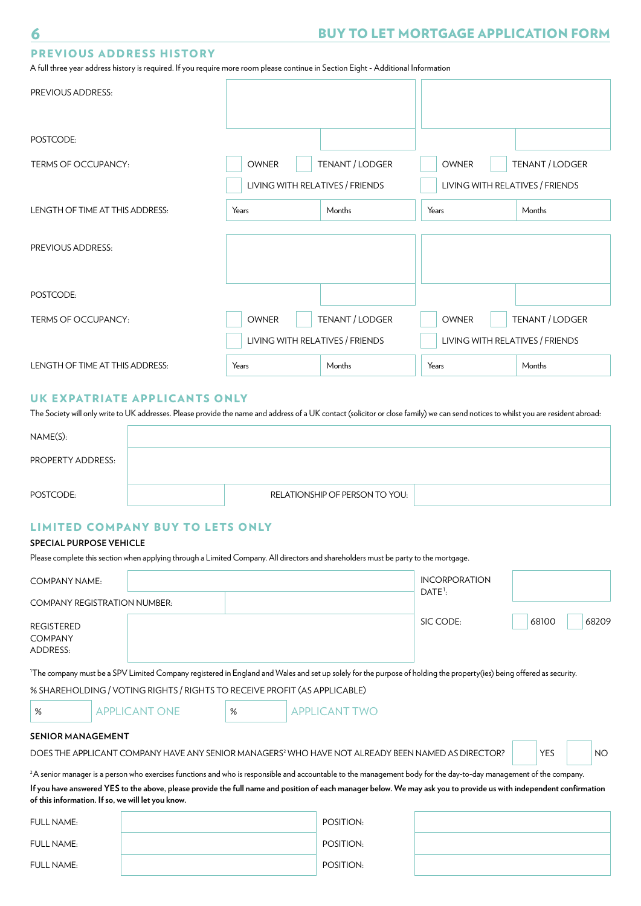## PREVIOUS ADDRESS HISTORY

A full three year address history is required. If you require more room please continue in Section Eight - Additional Information

| | | | | |
|---|---|---|---|---|
| PREVIOUS ADDRESS: | | | | |
| POSTCODE: | | | | |
| TERMS OF OCCUPANCY: | ☐ OWNER | ☐ TENANT / LODGER | ☐ OWNER | ☐ TENANT / LODGER |
| | ☐ LIVING WITH RELATIVES / FRIENDS | | ☐ LIVING WITH RELATIVES / FRIENDS | |
| LENGTH OF TIME AT THIS ADDRESS: | Years | Months | Years | Months |

| | | | | |
|---|---|---|---|---|
| PREVIOUS ADDRESS: | | | | |
| POSTCODE: | | | | |
| TERMS OF OCCUPANCY: | ☐ OWNER | ☐ TENANT / LODGER | ☐ OWNER | ☐ TENANT / LODGER |
| | ☐ LIVING WITH RELATIVES / FRIENDS | | ☐ LIVING WITH RELATIVES / FRIENDS | |
| LENGTH OF TIME AT THIS ADDRESS: | Years | Months | Years | Months |

## UK EXPATRIATE APPLICANTS ONLY

The Society will only write to UK addresses. Please provide the name and address of a UK contact (solicitor or close family) we can send notices to whilst you are resident abroad:

| | | | |
|---|---|---|---|
| NAME(S): | | | |
| PROPERTY ADDRESS: | | | |
| POSTCODE: | | RELATIONSHIP OF PERSON TO YOU: | |

## LIMITED COMPANY BUY TO LETS ONLY

### SPECIAL PURPOSE VEHICLE

Please complete this section when applying through a Limited Company. All directors and shareholders must be party to the mortgage.

| | | | |
|---|---|---|---|
| COMPANY NAME: | | INCORPORATION DATE[1]: | |
| COMPANY REGISTRATION NUMBER: | | | |
| REGISTERED COMPANY ADDRESS: | | SIC CODE: | ☐ 68100 ☐ 68209 |

[1]The company must be a SPV Limited Company registered in England and Wales and set up solely for the purpose of holding the property(ies) being offered as security.

% SHAREHOLDING / VOTING RIGHTS / RIGHTS TO RECEIVE PROFIT (AS APPLICABLE)

| | | | |
|---|---|---|---|
| % | APPLICANT ONE | % | APPLICANT TWO |

### SENIOR MANAGEMENT

DOES THE APPLICANT COMPANY HAVE ANY SENIOR MANAGERS[2] WHO HAVE NOT ALREADY BEEN NAMED AS DIRECTOR? ☐ YES ☐ NO

[2]A senior manager is a person who exercises functions and who is responsible and accountable to the management body for the day-to-day management of the company.

**If you have answered YES to the above, please provide the full name and position of each manager below. We may ask you to provide us with independent confirmation of this information. If so, we will let you know.**

| | | | |
|---|---|---|---|
| FULL NAME: | | POSITION: | |
| FULL NAME: | | POSITION: | |
| FULL NAME: | | POSITION: | |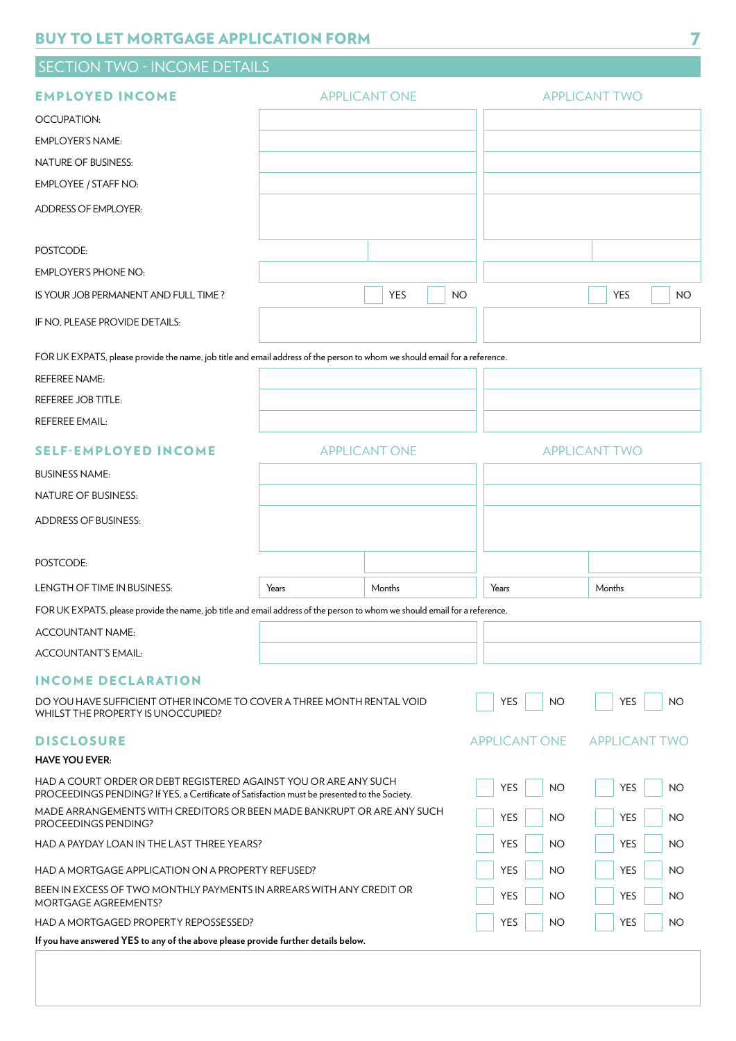## SECTION TWO - INCOME DETAILS

### EMPLOYED INCOME

| | APPLICANT ONE | APPLICANT TWO |
|---|---|---|
| OCCUPATION: | | |
| EMPLOYER'S NAME: | | |
| NATURE OF BUSINESS: | | |
| EMPLOYEE / STAFF NO: | | |
| ADDRESS OF EMPLOYER: | | |
| POSTCODE: | | |
| EMPLOYER'S PHONE NO: | | |
| IS YOUR JOB PERMANENT AND FULL TIME ? | YES NO | YES NO |
| IF NO, PLEASE PROVIDE DETAILS: | | |

FOR UK EXPATS, please provide the name, job title and email address of the person to whom we should email for a reference.

| | APPLICANT ONE | APPLICANT TWO |
|---|---|---|
| REFEREE NAME: | | |
| REFEREE JOB TITLE: | | |
| REFEREE EMAIL: | | |

### SELF-EMPLOYED INCOME

| | APPLICANT ONE | APPLICANT TWO |
|---|---|---|
| BUSINESS NAME: | | |
| NATURE OF BUSINESS: | | |
| ADDRESS OF BUSINESS: | | |
| POSTCODE: | | |
| LENGTH OF TIME IN BUSINESS: | Years Months | Years Months |

FOR UK EXPATS, please provide the name, job title and email address of the person to whom we should email for a reference.

| | APPLICANT ONE | APPLICANT TWO |
|---|---|---|
| ACCOUNTANT NAME: | | |
| ACCOUNTANT'S EMAIL: | | |

### INCOME DECLARATION

| | APPLICANT ONE | APPLICANT TWO |
|---|---|---|
| DO YOU HAVE SUFFICIENT OTHER INCOME TO COVER A THREE MONTH RENTAL VOID WHILST THE PROPERTY IS UNOCCUPIED? | YES NO | YES NO |

### DISCLOSURE

**HAVE YOU EVER:**

| | APPLICANT ONE | APPLICANT TWO |
|---|---|---|
| HAD A COURT ORDER OR DEBT REGISTERED AGAINST YOU OR ARE ANY SUCH PROCEEDINGS PENDING? If YES, a Certificate of Satisfaction must be presented to the Society. | YES NO | YES NO |
| MADE ARRANGEMENTS WITH CREDITORS OR BEEN MADE BANKRUPT OR ARE ANY SUCH PROCEEDINGS PENDING? | YES NO | YES NO |
| HAD A PAYDAY LOAN IN THE LAST THREE YEARS? | YES NO | YES NO |
| HAD A MORTGAGE APPLICATION ON A PROPERTY REFUSED? | YES NO | YES NO |
| BEEN IN EXCESS OF TWO MONTHLY PAYMENTS IN ARREARS WITH ANY CREDIT OR MORTGAGE AGREEMENTS? | YES NO | YES NO |
| HAD A MORTGAGED PROPERTY REPOSSESSED? | YES NO | YES NO |

**If you have answered YES to any of the above please provide further details below.**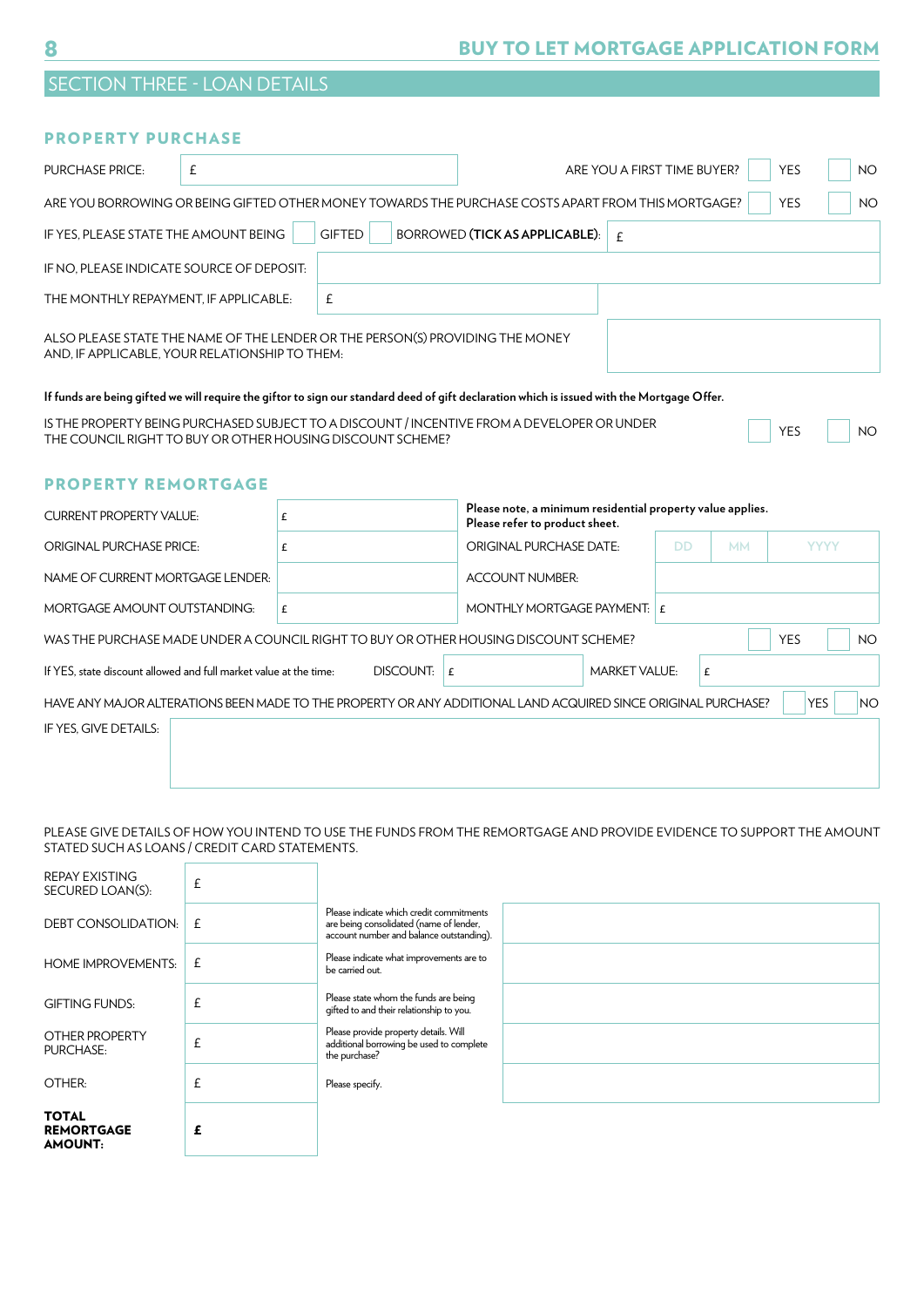## SECTION THREE - LOAN DETAILS

### PROPERTY PURCHASE

| | | | |
|---|---|---|---|
| PURCHASE PRICE: | £ | ARE YOU A FIRST TIME BUYER? | YES ☐ NO ☐ |

ARE YOU BORROWING OR BEING GIFTED OTHER MONEY TOWARDS THE PURCHASE COSTS APART FROM THIS MORTGAGE? YES ☐ NO ☐

IF YES, PLEASE STATE THE AMOUNT BEING ☐ GIFTED ☐ BORROWED **(TICK AS APPLICABLE)**: £

IF NO, PLEASE INDICATE SOURCE OF DEPOSIT:

THE MONTHLY REPAYMENT, IF APPLICABLE: £

ALSO PLEASE STATE THE NAME OF THE LENDER OR THE PERSON(S) PROVIDING THE MONEY AND, IF APPLICABLE, YOUR RELATIONSHIP TO THEM:

**If funds are being gifted we will require the giftor to sign our standard deed of gift declaration which is issued with the Mortgage Offer.**

IS THE PROPERTY BEING PURCHASED SUBJECT TO A DISCOUNT / INCENTIVE FROM A DEVELOPER OR UNDER THE COUNCIL RIGHT TO BUY OR OTHER HOUSING DISCOUNT SCHEME? YES ☐ NO ☐

### PROPERTY REMORTGAGE

| | | | |
|---|---|---|---|
| CURRENT PROPERTY VALUE: | £ | **Please note, a minimum residential property value applies. Please refer to product sheet.** | |
| ORIGINAL PURCHASE PRICE: | £ | ORIGINAL PURCHASE DATE: | DD MM YYYY |
| NAME OF CURRENT MORTGAGE LENDER: | | ACCOUNT NUMBER: | |
| MORTGAGE AMOUNT OUTSTANDING: | £ | MONTHLY MORTGAGE PAYMENT: | £ |

WAS THE PURCHASE MADE UNDER A COUNCIL RIGHT TO BUY OR OTHER HOUSING DISCOUNT SCHEME? YES ☐ NO ☐

If YES, state discount allowed and full market value at the time: DISCOUNT: £ MARKET VALUE: £

HAVE ANY MAJOR ALTERATIONS BEEN MADE TO THE PROPERTY OR ANY ADDITIONAL LAND ACQUIRED SINCE ORIGINAL PURCHASE? YES ☐ NO ☐

IF YES, GIVE DETAILS:

PLEASE GIVE DETAILS OF HOW YOU INTEND TO USE THE FUNDS FROM THE REMORTGAGE AND PROVIDE EVIDENCE TO SUPPORT THE AMOUNT STATED SUCH AS LOANS / CREDIT CARD STATEMENTS.

| | | | |
|---|---|---|---|
| REPAY EXISTING SECURED LOAN(S): | £ | | |
| DEBT CONSOLIDATION: | £ | Please indicate which credit commitments are being consolidated (name of lender, account number and balance outstanding). | |
| HOME IMPROVEMENTS: | £ | Please indicate what improvements are to be carried out. | |
| GIFTING FUNDS: | £ | Please state whom the funds are being gifted to and their relationship to you. | |
| OTHER PROPERTY PURCHASE: | £ | Please provide property details. Will additional borrowing be used to complete the purchase? | |
| OTHER: | £ | Please specify. | |
| **TOTAL REMORTGAGE AMOUNT:** | **£** | | |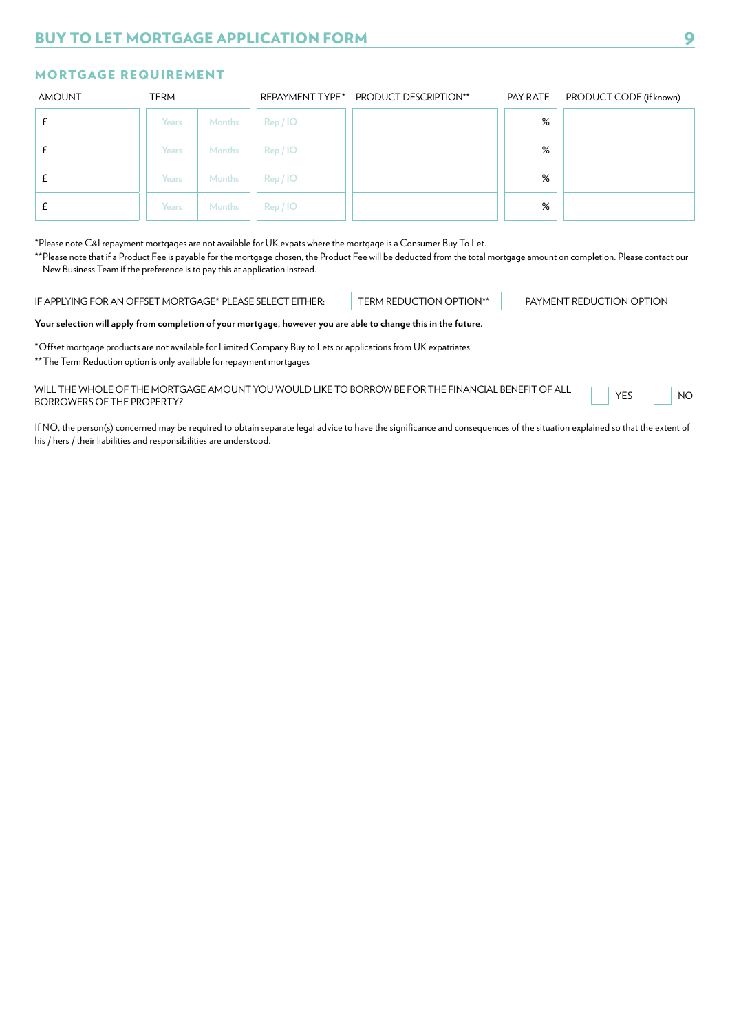## MORTGAGE REQUIREMENT

| AMOUNT | TERM | | REPAYMENT TYPE* | PRODUCT DESCRIPTION** | PAY RATE | PRODUCT CODE (if known) |
|---|---|---|---|---|---|---|
| £ | Years | Months | Rep / IO | | % | |
| £ | Years | Months | Rep / IO | | % | |
| £ | Years | Months | Rep / IO | | % | |
| £ | Years | Months | Rep / IO | | % | |

*Please note C&I repayment mortgages are not available for UK expats where the mortgage is a Consumer Buy To Let.

**Please note that if a Product Fee is payable for the mortgage chosen, the Product Fee will be deducted from the total mortgage amount on completion. Please contact our New Business Team if the preference is to pay this at application instead.

IF APPLYING FOR AN OFFSET MORTGAGE* PLEASE SELECT EITHER: ☐ TERM REDUCTION OPTION** ☐ PAYMENT REDUCTION OPTION

**Your selection will apply from completion of your mortgage, however you are able to change this in the future.**

*Offset mortgage products are not available for Limited Company Buy to Lets or applications from UK expatriates

**The Term Reduction option is only available for repayment mortgages

WILL THE WHOLE OF THE MORTGAGE AMOUNT YOU WOULD LIKE TO BORROW BE FOR THE FINANCIAL BENEFIT OF ALL BORROWERS OF THE PROPERTY? ☐ YES ☐ NO

If NO, the person(s) concerned may be required to obtain separate legal advice to have the significance and consequences of the situation explained so that the extent of his / hers / their liabilities and responsibilities are understood.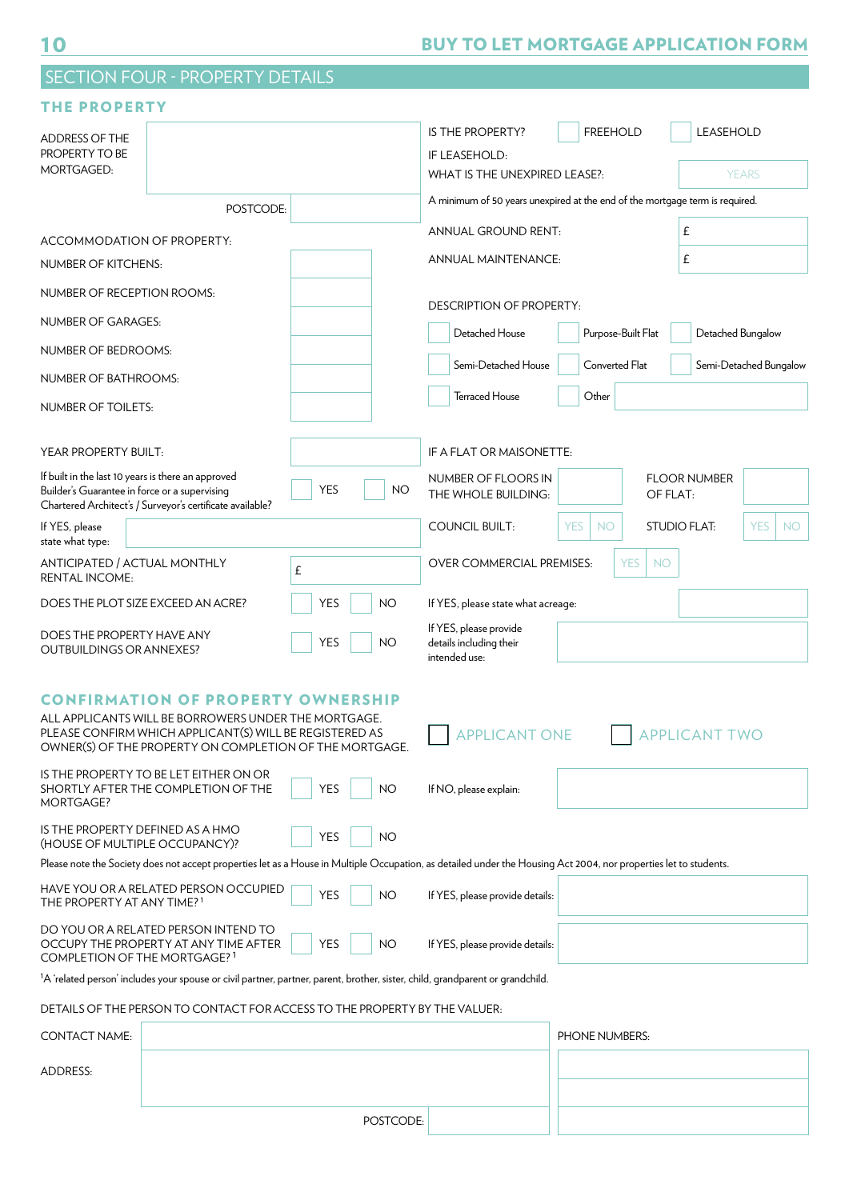# SECTION FOUR - PROPERTY DETAILS

## THE PROPERTY

ADDRESS OF THE PROPERTY TO BE MORTGAGED:

POSTCODE:

IS THE PROPERTY? ☐ FREEHOLD ☐ LEASEHOLD

IF LEASEHOLD:
WHAT IS THE UNEXPIRED LEASE?: YEARS

A minimum of 50 years unexpired at the end of the mortgage term is required.

ANNUAL GROUND RENT: £

ANNUAL MAINTENANCE: £

ACCOMMODATION OF PROPERTY:

| | |
|---|---|
| NUMBER OF KITCHENS: | |
| NUMBER OF RECEPTION ROOMS: | |
| NUMBER OF GARAGES: | |
| NUMBER OF BEDROOMS: | |
| NUMBER OF BATHROOMS: | |
| NUMBER OF TOILETS: | |

DESCRIPTION OF PROPERTY:

☐ Detached House ☐ Purpose-Built Flat ☐ Detached Bungalow

☐ Semi-Detached House ☐ Converted Flat ☐ Semi-Detached Bungalow

☐ Terraced House ☐ Other

YEAR PROPERTY BUILT:

If built in the last 10 years is there an approved Builder's Guarantee in force or a supervising Chartered Architect's / Surveyor's certificate available? ☐ YES ☐ NO

If YES, please state what type:

IF A FLAT OR MAISONETTE:

NUMBER OF FLOORS IN THE WHOLE BUILDING:

FLOOR NUMBER OF FLAT:

COUNCIL BUILT: YES NO

STUDIO FLAT: YES NO

OVER COMMERCIAL PREMISES: YES NO

ANTICIPATED / ACTUAL MONTHLY RENTAL INCOME: £

DOES THE PLOT SIZE EXCEED AN ACRE? ☐ YES ☐ NO

If YES, please state what acreage:

DOES THE PROPERTY HAVE ANY OUTBUILDINGS OR ANNEXES? ☐ YES ☐ NO

If YES, please provide details including their intended use:

## CONFIRMATION OF PROPERTY OWNERSHIP

ALL APPLICANTS WILL BE BORROWERS UNDER THE MORTGAGE. PLEASE CONFIRM WHICH APPLICANT(S) WILL BE REGISTERED AS OWNER(S) OF THE PROPERTY ON COMPLETION OF THE MORTGAGE.

☐ APPLICANT ONE ☐ APPLICANT TWO

IS THE PROPERTY TO BE LET EITHER ON OR SHORTLY AFTER THE COMPLETION OF THE MORTGAGE? ☐ YES ☐ NO

If NO, please explain:

IS THE PROPERTY DEFINED AS A HMO (HOUSE OF MULTIPLE OCCUPANCY)? ☐ YES ☐ NO

Please note the Society does not accept properties let as a House in Multiple Occupation, as detailed under the Housing Act 2004, nor properties let to students.

HAVE YOU OR A RELATED PERSON OCCUPIED THE PROPERTY AT ANY TIME? [1] ☐ YES ☐ NO

If YES, please provide details:

DO YOU OR A RELATED PERSON INTEND TO OCCUPY THE PROPERTY AT ANY TIME AFTER COMPLETION OF THE MORTGAGE? [1] ☐ YES ☐ NO

If YES, please provide details:

[1] A 'related person' includes your spouse or civil partner, partner, parent, brother, sister, child, grandparent or grandchild.

DETAILS OF THE PERSON TO CONTACT FOR ACCESS TO THE PROPERTY BY THE VALUER:

CONTACT NAME:

PHONE NUMBERS:

ADDRESS:

POSTCODE: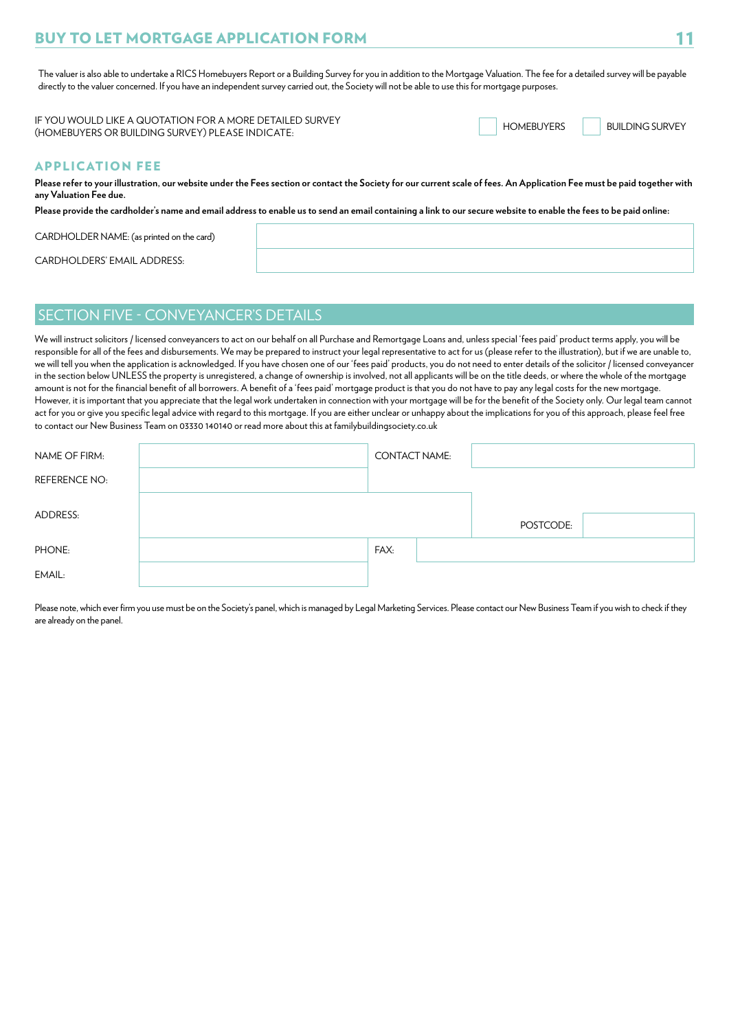The valuer is also able to undertake a RICS Homebuyers Report or a Building Survey for you in addition to the Mortgage Valuation. The fee for a detailed survey will be payable directly to the valuer concerned. If you have an independent survey carried out, the Society will not be able to use this for mortgage purposes.

IF YOU WOULD LIKE A QUOTATION FOR A MORE DETAILED SURVEY (HOMEBUYERS OR BUILDING SURVEY) PLEASE INDICATE: ☐ HOMEBUYERS ☐ BUILDING SURVEY

## APPLICATION FEE

**Please refer to your illustration, our website under the Fees section or contact the Society for our current scale of fees. An Application Fee must be paid together with any Valuation Fee due.**

**Please provide the cardholder's name and email address to enable us to send an email containing a link to our secure website to enable the fees to be paid online:**

| | |
|---|---|
| CARDHOLDER NAME: (as printed on the card) | |
| CARDHOLDERS' EMAIL ADDRESS: | |

## SECTION FIVE - CONVEYANCER'S DETAILS

We will instruct solicitors / licensed conveyancers to act on our behalf on all Purchase and Remortgage Loans and, unless special 'fees paid' product terms apply, you will be responsible for all of the fees and disbursements. We may be prepared to instruct your legal representative to act for us (please refer to the illustration), but if we are unable to, we will tell you when the application is acknowledged. If you have chosen one of our 'fees paid' products, you do not need to enter details of the solicitor / licensed conveyancer in the section below UNLESS the property is unregistered, a change of ownership is involved, not all applicants will be on the title deeds, or where the whole of the mortgage amount is not for the financial benefit of all borrowers. A benefit of a 'fees paid' mortgage product is that you do not have to pay any legal costs for the new mortgage. However, it is important that you appreciate that the legal work undertaken in connection with your mortgage will be for the benefit of the Society only. Our legal team cannot act for you or give you specific legal advice with regard to this mortgage. If you are either unclear or unhappy about the implications for you of this approach, please feel free to contact our New Business Team on 03330 140140 or read more about this at familybuildingsociety.co.uk

| | | | |
|---|---|---|---|
| NAME OF FIRM: | | CONTACT NAME: | |
| REFERENCE NO: | | | |
| ADDRESS: | | POSTCODE: | |
| PHONE: | | FAX: | |
| EMAIL: | | | |

Please note, which ever firm you use must be on the Society's panel, which is managed by Legal Marketing Services. Please contact our New Business Team if you wish to check if they are already on the panel.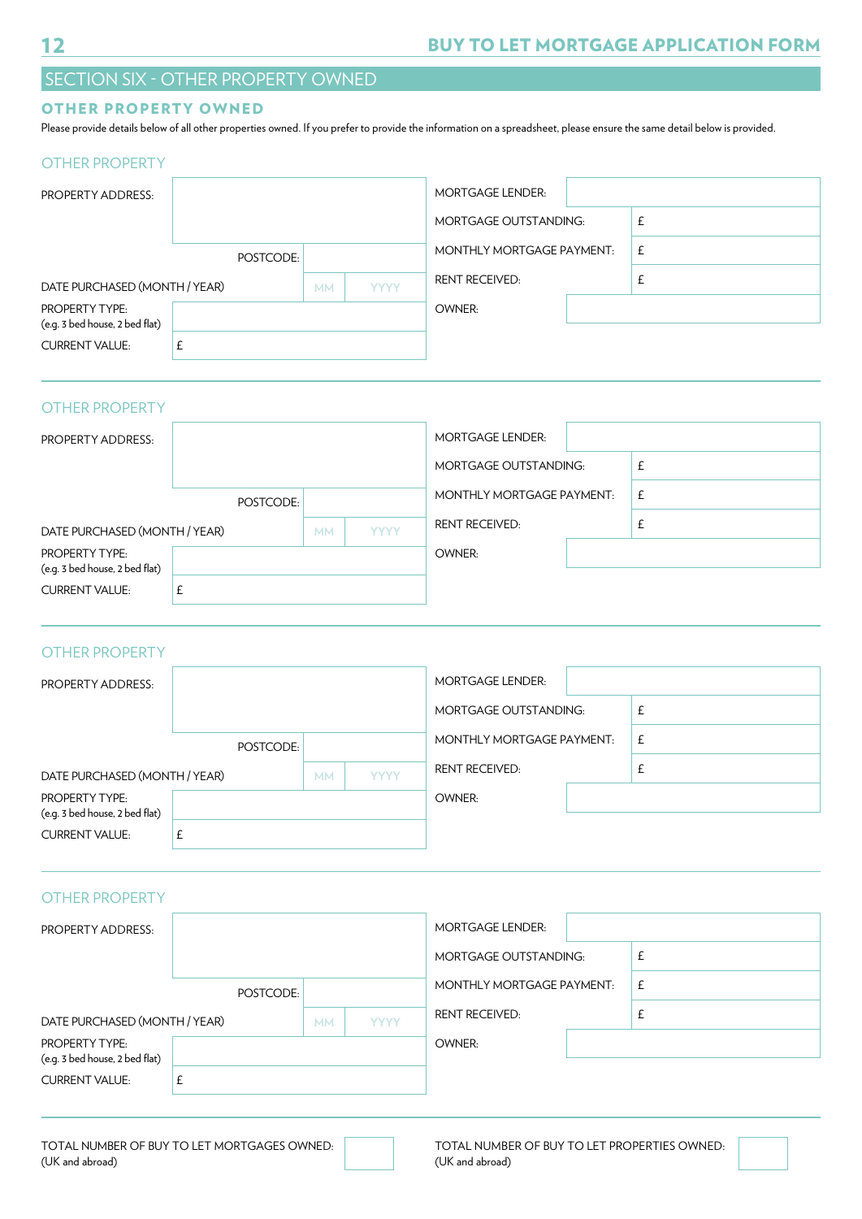## SECTION SIX - OTHER PROPERTY OWNED

### OTHER PROPERTY OWNED

Please provide details below of all other properties owned. If you prefer to provide the information on a spreadsheet, please ensure the same detail below is provided.

#### OTHER PROPERTY

| | | | |
|---|---|---|---|
| PROPERTY ADDRESS: | | MORTGAGE LENDER: | |
| POSTCODE: | | MORTGAGE OUTSTANDING: | £ |
| DATE PURCHASED (MONTH / YEAR) | MM YYYY | MONTHLY MORTGAGE PAYMENT: | £ |
| PROPERTY TYPE: (e.g. 3 bed house, 2 bed flat) | | RENT RECEIVED: | £ |
| CURRENT VALUE: | £ | OWNER: | |

#### OTHER PROPERTY

| | | | |
|---|---|---|---|
| PROPERTY ADDRESS: | | MORTGAGE LENDER: | |
| POSTCODE: | | MORTGAGE OUTSTANDING: | £ |
| DATE PURCHASED (MONTH / YEAR) | MM YYYY | MONTHLY MORTGAGE PAYMENT: | £ |
| PROPERTY TYPE: (e.g. 3 bed house, 2 bed flat) | | RENT RECEIVED: | £ |
| CURRENT VALUE: | £ | OWNER: | |

#### OTHER PROPERTY

| | | | |
|---|---|---|---|
| PROPERTY ADDRESS: | | MORTGAGE LENDER: | |
| POSTCODE: | | MORTGAGE OUTSTANDING: | £ |
| DATE PURCHASED (MONTH / YEAR) | MM YYYY | MONTHLY MORTGAGE PAYMENT: | £ |
| PROPERTY TYPE: (e.g. 3 bed house, 2 bed flat) | | RENT RECEIVED: | £ |
| CURRENT VALUE: | £ | OWNER: | |

#### OTHER PROPERTY

| | | | |
|---|---|---|---|
| PROPERTY ADDRESS: | | MORTGAGE LENDER: | |
| POSTCODE: | | MORTGAGE OUTSTANDING: | £ |
| DATE PURCHASED (MONTH / YEAR) | MM YYYY | MONTHLY MORTGAGE PAYMENT: | £ |
| PROPERTY TYPE: (e.g. 3 bed house, 2 bed flat) | | RENT RECEIVED: | £ |
| CURRENT VALUE: | £ | OWNER: | |

| | | | |
|---|---|---|---|
| TOTAL NUMBER OF BUY TO LET MORTGAGES OWNED: (UK and abroad) | | TOTAL NUMBER OF BUY TO LET PROPERTIES OWNED: (UK and abroad) | |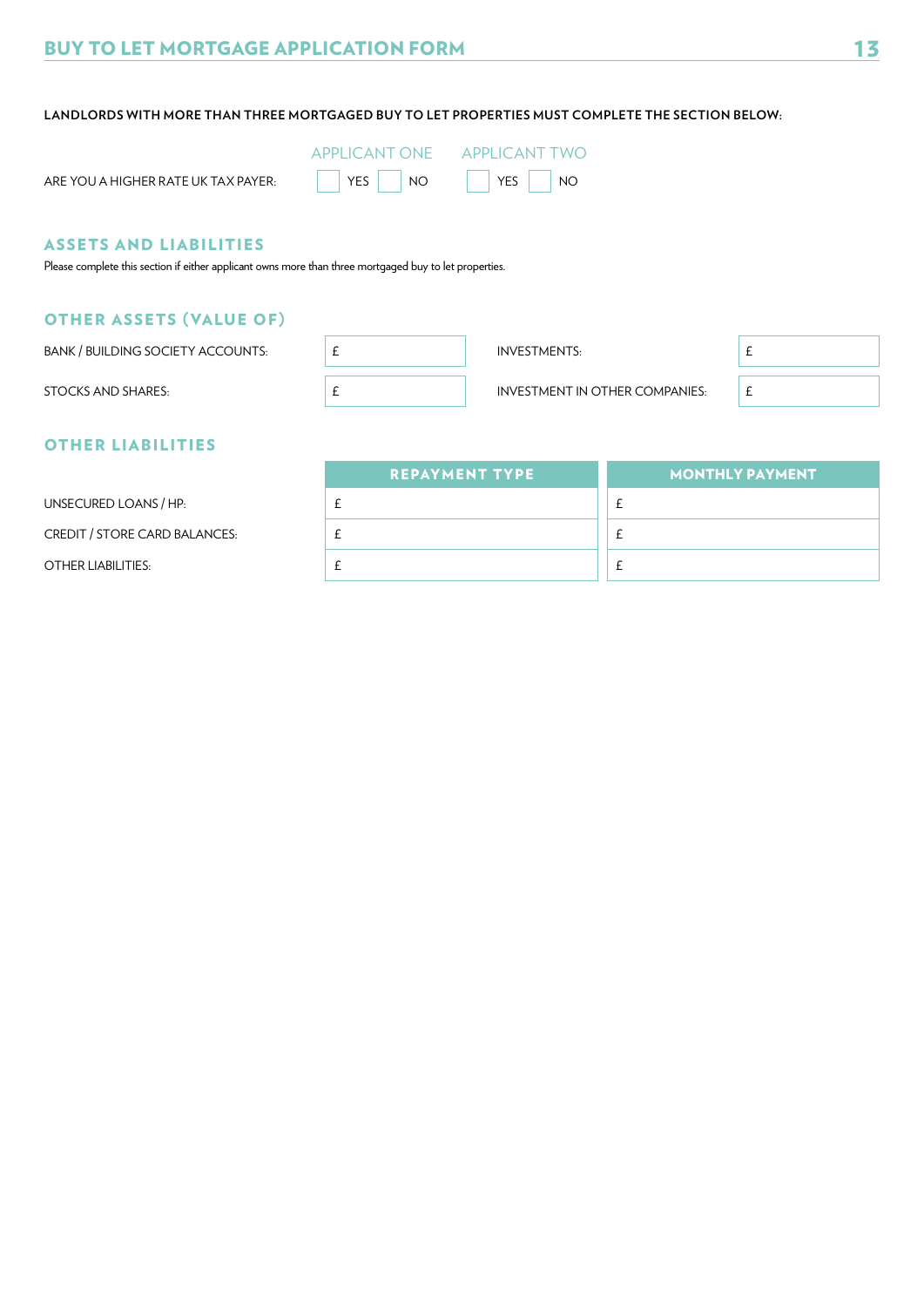**LANDLORDS WITH MORE THAN THREE MORTGAGED BUY TO LET PROPERTIES MUST COMPLETE THE SECTION BELOW:**

| | APPLICANT ONE | APPLICANT TWO |
|---|---|---|
| ARE YOU A HIGHER RATE UK TAX PAYER: | ☐ YES ☐ NO | ☐ YES ☐ NO |

## ASSETS AND LIABILITIES

Please complete this section if either applicant owns more than three mortgaged buy to let properties.

## OTHER ASSETS (VALUE OF)

| | | | |
|---|---|---|---|
| BANK / BUILDING SOCIETY ACCOUNTS: | £ | INVESTMENTS: | £ |
| STOCKS AND SHARES: | £ | INVESTMENT IN OTHER COMPANIES: | £ |

## OTHER LIABILITIES

| | REPAYMENT TYPE | MONTHLY PAYMENT |
|---|---|---|
| UNSECURED LOANS / HP: | £ | £ |
| CREDIT / STORE CARD BALANCES: | £ | £ |
| OTHER LIABILITIES: | £ | £ |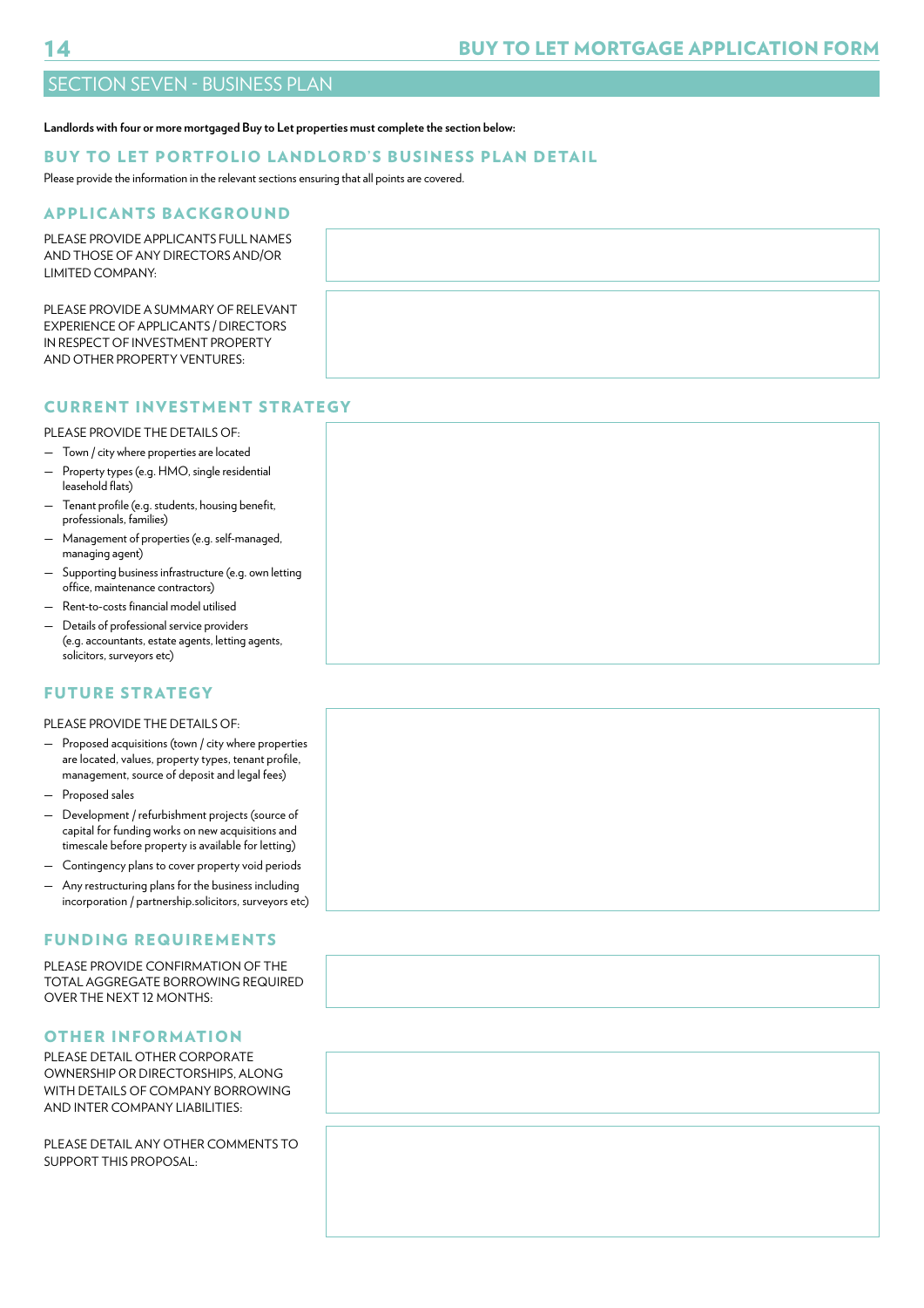## SECTION SEVEN - BUSINESS PLAN

**Landlords with four or more mortgaged Buy to Let properties must complete the section below:**

### BUY TO LET PORTFOLIO LANDLORD'S BUSINESS PLAN DETAIL

Please provide the information in the relevant sections ensuring that all points are covered.

### APPLICANTS BACKGROUND

PLEASE PROVIDE APPLICANTS FULL NAMES AND THOSE OF ANY DIRECTORS AND/OR LIMITED COMPANY:

PLEASE PROVIDE A SUMMARY OF RELEVANT EXPERIENCE OF APPLICANTS / DIRECTORS IN RESPECT OF INVESTMENT PROPERTY AND OTHER PROPERTY VENTURES:

### CURRENT INVESTMENT STRATEGY

PLEASE PROVIDE THE DETAILS OF:

- Town / city where properties are located
- Property types (e.g. HMO, single residential leasehold flats)
- Tenant profile (e.g. students, housing benefit, professionals, families)
- Management of properties (e.g. self-managed, managing agent)
- Supporting business infrastructure (e.g. own letting office, maintenance contractors)
- Rent-to-costs financial model utilised
- Details of professional service providers (e.g. accountants, estate agents, letting agents, solicitors, surveyors etc)

### FUTURE STRATEGY

PLEASE PROVIDE THE DETAILS OF:

- Proposed acquisitions (town / city where properties are located, values, property types, tenant profile, management, source of deposit and legal fees)
- Proposed sales
- Development / refurbishment projects (source of capital for funding works on new acquisitions and timescale before property is available for letting)
- Contingency plans to cover property void periods
- Any restructuring plans for the business including incorporation / partnership.solicitors, surveyors etc)

### FUNDING REQUIREMENTS

PLEASE PROVIDE CONFIRMATION OF THE TOTAL AGGREGATE BORROWING REQUIRED OVER THE NEXT 12 MONTHS:

### OTHER INFORMATION

PLEASE DETAIL OTHER CORPORATE OWNERSHIP OR DIRECTORSHIPS, ALONG WITH DETAILS OF COMPANY BORROWING AND INTER COMPANY LIABILITIES:

PLEASE DETAIL ANY OTHER COMMENTS TO SUPPORT THIS PROPOSAL: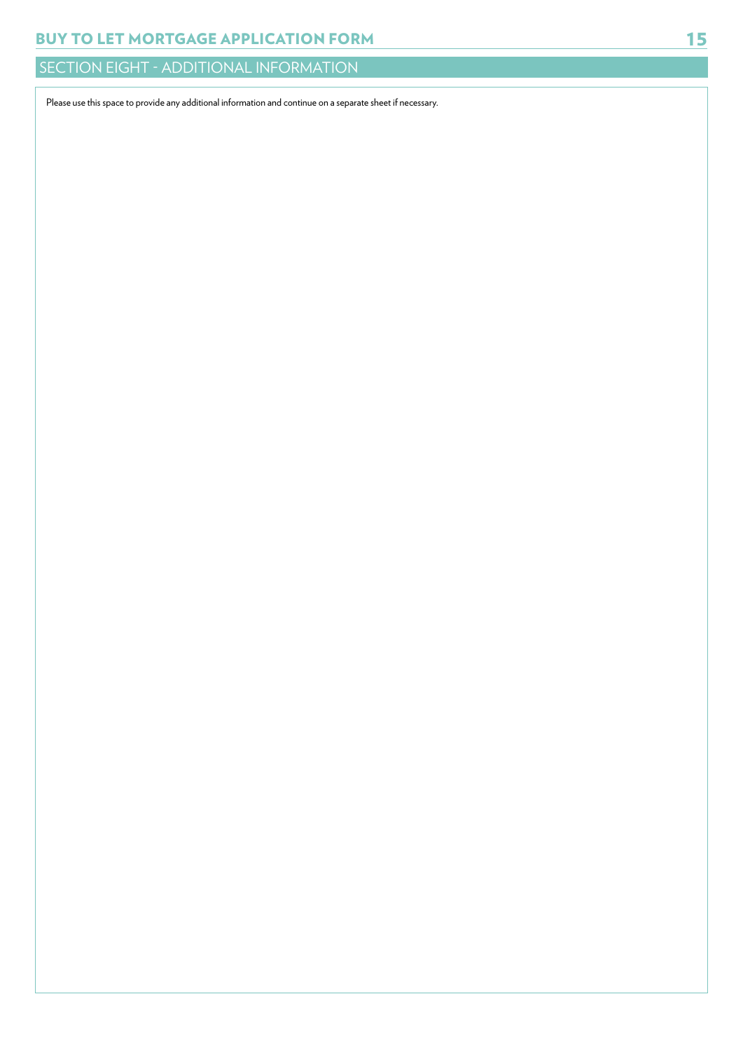## SECTION EIGHT - ADDITIONAL INFORMATION

Please use this space to provide any additional information and continue on a separate sheet if necessary.